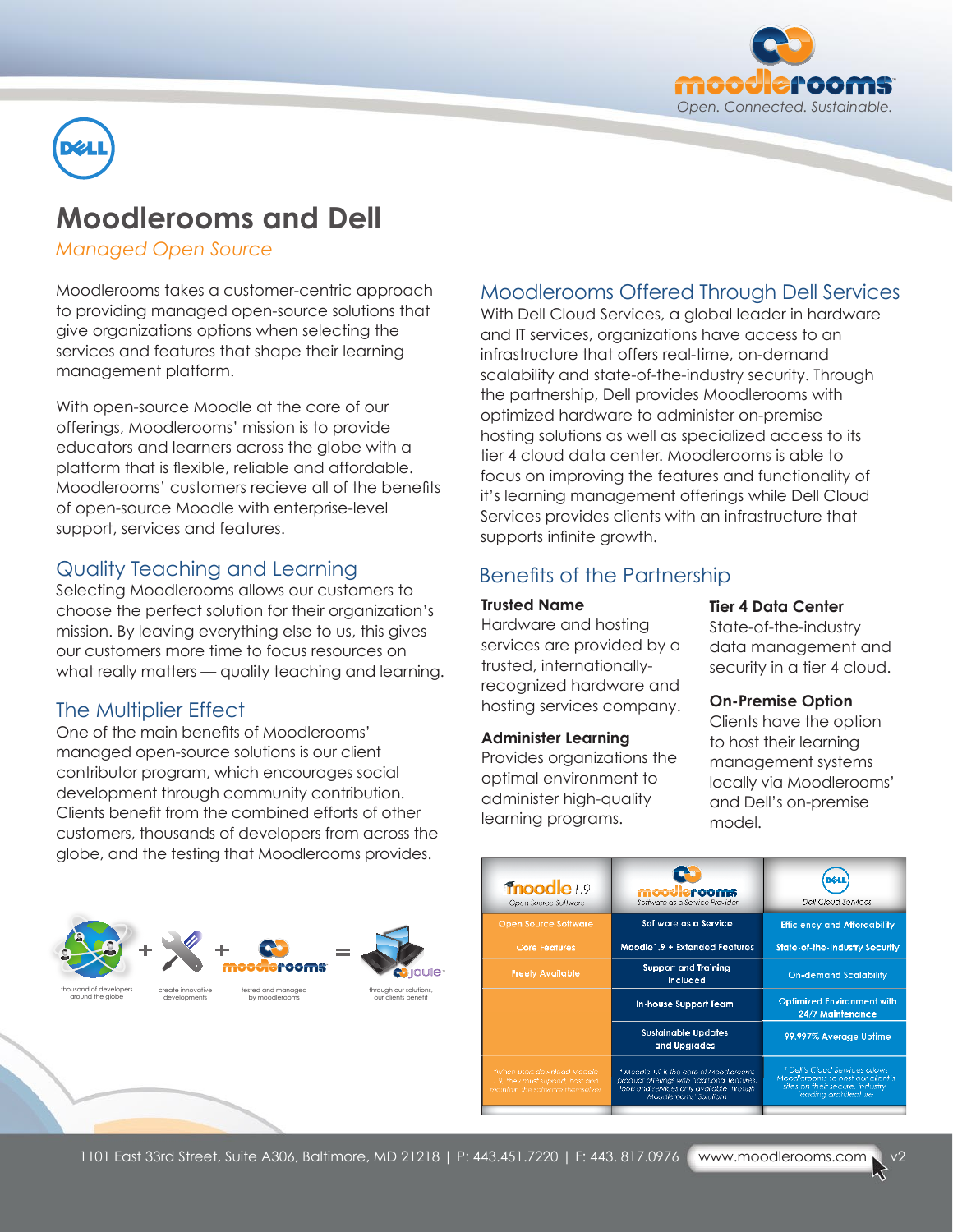# Moodlerooms and Dell

*Managed Open Source*

Moodlerooms takes a customer-centric approach to providing managed open-source solutions that give organizations options when selecting the services and features that shape their learning management platform.

With open-source Moodle at the core of our offerings, Moodlerooms' mission is to provide educators and learners across the globe with a platform that is flexible, reliable and affordable. Moodlerooms' customers recieve all of the benefits of open-source Moodle with enterprise-level support, services and features.

## Quality Teaching and Learning

Selecting Moodlerooms allows our customers to choose the perfect solution for their organization's mission. By leaving everything else to us, this gives our customers more time to focus resources on what really matters — quality teaching and learning.

## The Multiplier Effect

One of the main benefits of Moodlerooms' managed open-source solutions is our client contributor program, which encourages social development through community contribution. Clients benefit from the combined efforts of other customers, thousands of developers from across the globe, and the testing that Moodlerooms provides.

thousand of developers around the globe + create innovative developments + tested and managed by moodlerooms = through our solutions, our clients benefit

## Moodlerooms Offered Through Dell Services

With Dell Cloud Services, a global leader in hardware and IT services, organizations have access to an infrastructure that offers real-time, on-demand scalability and state-of-the-industry security. Through the partnership, Dell provides Moodlerooms with optimized hardware to administer on-premise hosting solutions as well as specialized access to its tier 4 cloud data center. Moodlerooms is able to focus on improving the features and functionality of it's learning management offerings while Dell Cloud Services provides clients with an infrastructure that supports infinite growth.

## Benefits of the Partnership

**Trusted Name**
Hardware and hosting services are provided by a trusted, internationally-recognized hardware and hosting services company.

**Administer Learning**
Provides organizations the optimal environment to administer high-quality learning programs.

**Tier 4 Data Center**
State-of-the-industry data management and security in a tier 4 cloud.

**On-Premise Option**
Clients have the option to host their learning management systems locally via Moodlerooms' and Dell's on-premise model.

| moodle 1.9 – Open Source Software | moodlerooms – Software as a Service Provider | Dell – Dell Cloud Services |
|---|---|---|
| Open Source Software | Software as a Service | Efficiency and Affordability |
| Core Features | Moodle1.9 + Extended Features | State-of-the-Industry Security |
| Freely Available | Support and Training Included | On-demand Scalability |
| | In-house Support Team | Optimized Environment with 24/7 Maintenance |
| | Sustainable Updates and Upgrades | 99.997% Average Uptime |
| *When users download Moodle 1.9, they must support, host and maintain the software themselves | * Moodle 1.9 is the core of Moodlerooms product offerings with additional features, tools and services only available through Moodlerooms' Solutions | * Dell's Cloud Services allows Moodlerooms to host our client's sites on their secure, industry leading architecture |

1101 East 33rd Street, Suite A306, Baltimore, MD 21218 | P: 443.451.7220 | F: 443. 817.0976 www.moodlerooms.com v2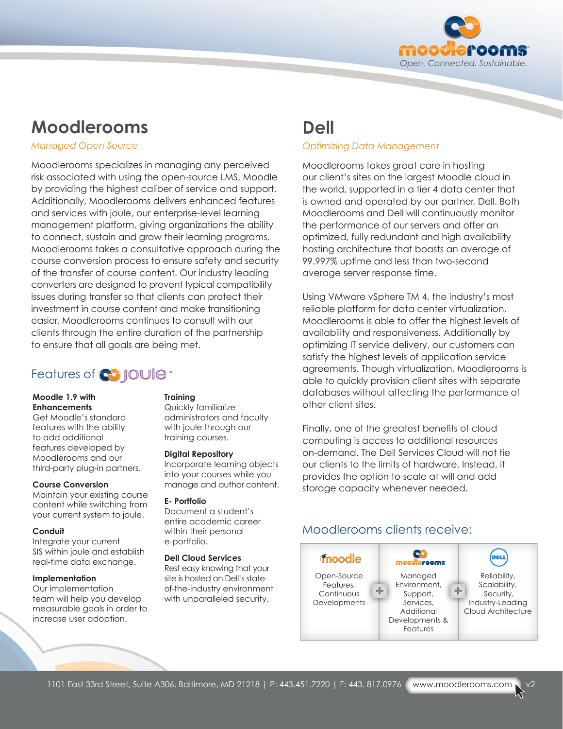moodlerooms
*Open. Connected. Sustainable.*

# Moodlerooms

*Managed Open Source*

Moodlerooms specializes in managing any perceived risk associated with using the open-source LMS, Moodle by providing the highest caliber of service and support. Additionally, Moodlerooms delivers enhanced features and services with joule, our enterprise-level learning management platform, giving organizations the ability to connect, sustain and grow their learning programs. Moodlerooms takes a consultative approach during the course conversion process to ensure safety and security of the transfer of course content. Our industry leading converters are designed to prevent typical compatibility issues during transfer so that clients can protect their investment in course content and make transitioning easier. Moodlerooms continues to consult with our clients through the entire duration of the partnership to ensure that all goals are being met.

## Features of joule™

**Moodle 1.9 with Enhancements**
Get Moodle's standard features with the ability to add additional features developed by Moodlerooms and our third-party plug-in partners.

**Course Conversion**
Maintain your existing course content while switching from your current system to joule.

**Conduit**
Integrate your current SIS within joule and establish real-time data exchange.

**Implementation**
Our implementation team will help you develop measurable goals in order to increase user adoption.

**Training**
Quickly familiarize administrators and faculty with joule through our training courses.

**Digital Repository**
Incorporate learning objects into your courses while you manage and author content.

**E- Portfolio**
Document a student's entire academic career within their personal e-portfolio.

**Dell Cloud Services**
Rest easy knowing that your site is hosted on Dell's state-of-the-industry environment with unparalleled security.

# Dell

*Optimizing Data Management*

Moodlerooms takes great care in hosting our client's sites on the largest Moodle cloud in the world, supported in a tier 4 data center that is owned and operated by our partner, Dell. Both Moodlerooms and Dell will continuously monitor the performance of our servers and offer an optimized, fully redundant and high availability hosting architecture that boasts an average of 99.997% uptime and less than two-second average server response time.

Using VMware vSphere TM 4, the industry's most reliable platform for data center virtualization, Moodlerooms is able to offer the highest levels of availability and responsiveness. Additionally by optimizing IT service delivery, our customers can satisfy the highest levels of application service agreements. Though virtualization, Moodlerooms is able to quickly provision client sites with separate databases without affecting the performance of other client sites.

Finally, one of the greatest benefits of cloud computing is access to additional resources on-demand. The Dell Services Cloud will not tie our clients to the limits of hardware. Instead, it provides the option to scale at will and add storage capacity whenever needed.

## Moodlerooms clients receive:

| moodle | | moodlerooms | | DELL |
|---|---|---|---|---|
| Open-Source Features, Continuous Developments | + | Managed Environment, Support, Services, Additional Developments & Features | + | Reliability, Scalability, Security, Industry-Leading Cloud Architecture |

1101 East 33rd Street, Suite A306, Baltimore, MD 21218 | P: 443.451.7220 | F: 443. 817.0976 www.moodlerooms.com v2